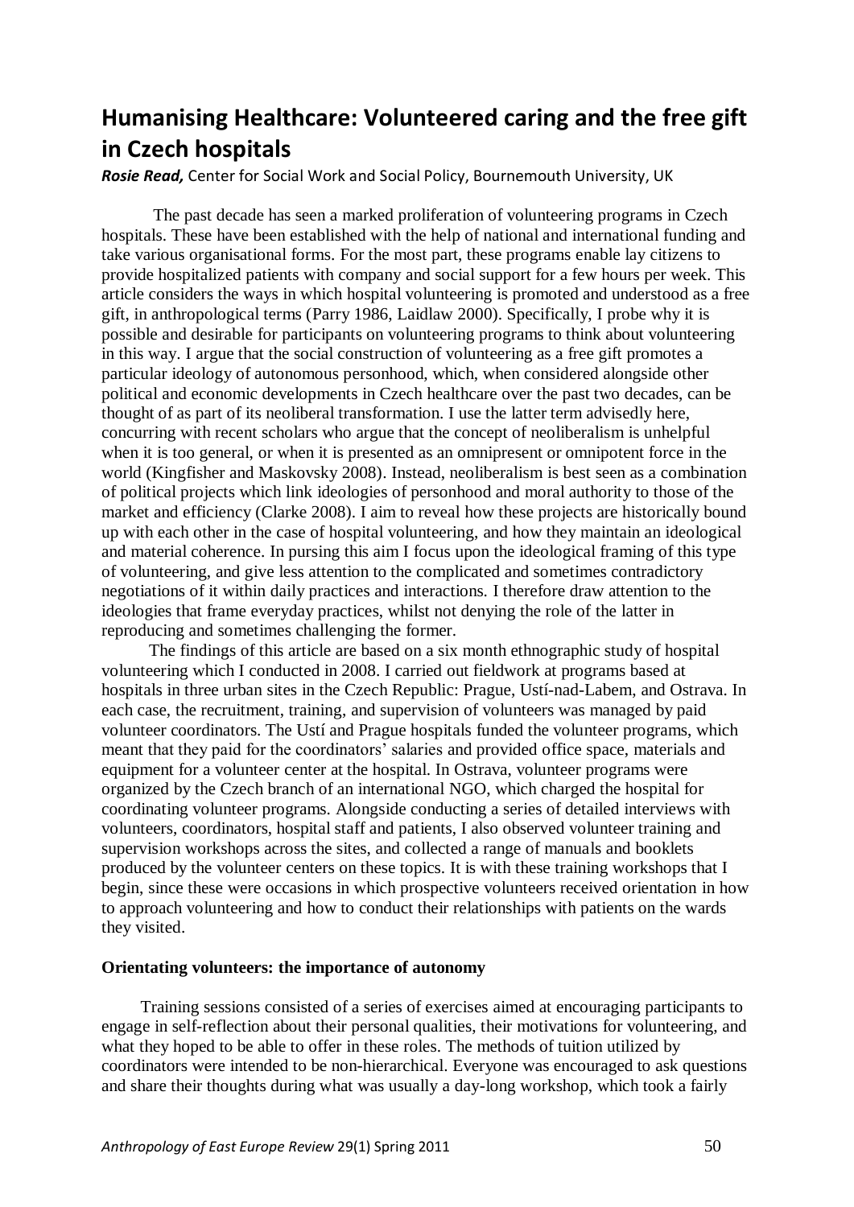# Humanising Healthcare: Volunteered caring and the free gift in Czech hospitals

***Rosie Read,*** Center for Social Work and Social Policy, Bournemouth University, UK

The past decade has seen a marked proliferation of volunteering programs in Czech hospitals. These have been established with the help of national and international funding and take various organisational forms. For the most part, these programs enable lay citizens to provide hospitalized patients with company and social support for a few hours per week. This article considers the ways in which hospital volunteering is promoted and understood as a free gift, in anthropological terms (Parry 1986, Laidlaw 2000). Specifically, I probe why it is possible and desirable for participants on volunteering programs to think about volunteering in this way. I argue that the social construction of volunteering as a free gift promotes a particular ideology of autonomous personhood, which, when considered alongside other political and economic developments in Czech healthcare over the past two decades, can be thought of as part of its neoliberal transformation. I use the latter term advisedly here, concurring with recent scholars who argue that the concept of neoliberalism is unhelpful when it is too general, or when it is presented as an omnipresent or omnipotent force in the world (Kingfisher and Maskovsky 2008). Instead, neoliberalism is best seen as a combination of political projects which link ideologies of personhood and moral authority to those of the market and efficiency (Clarke 2008). I aim to reveal how these projects are historically bound up with each other in the case of hospital volunteering, and how they maintain an ideological and material coherence. In pursing this aim I focus upon the ideological framing of this type of volunteering, and give less attention to the complicated and sometimes contradictory negotiations of it within daily practices and interactions. I therefore draw attention to the ideologies that frame everyday practices, whilst not denying the role of the latter in reproducing and sometimes challenging the former.

The findings of this article are based on a six month ethnographic study of hospital volunteering which I conducted in 2008. I carried out fieldwork at programs based at hospitals in three urban sites in the Czech Republic: Prague, Ustí-nad-Labem, and Ostrava. In each case, the recruitment, training, and supervision of volunteers was managed by paid volunteer coordinators. The Ustí and Prague hospitals funded the volunteer programs, which meant that they paid for the coordinators' salaries and provided office space, materials and equipment for a volunteer center at the hospital. In Ostrava, volunteer programs were organized by the Czech branch of an international NGO, which charged the hospital for coordinating volunteer programs. Alongside conducting a series of detailed interviews with volunteers, coordinators, hospital staff and patients, I also observed volunteer training and supervision workshops across the sites, and collected a range of manuals and booklets produced by the volunteer centers on these topics. It is with these training workshops that I begin, since these were occasions in which prospective volunteers received orientation in how to approach volunteering and how to conduct their relationships with patients on the wards they visited.

## Orientating volunteers: the importance of autonomy

Training sessions consisted of a series of exercises aimed at encouraging participants to engage in self-reflection about their personal qualities, their motivations for volunteering, and what they hoped to be able to offer in these roles. The methods of tuition utilized by coordinators were intended to be non-hierarchical. Everyone was encouraged to ask questions and share their thoughts during what was usually a day-long workshop, which took a fairly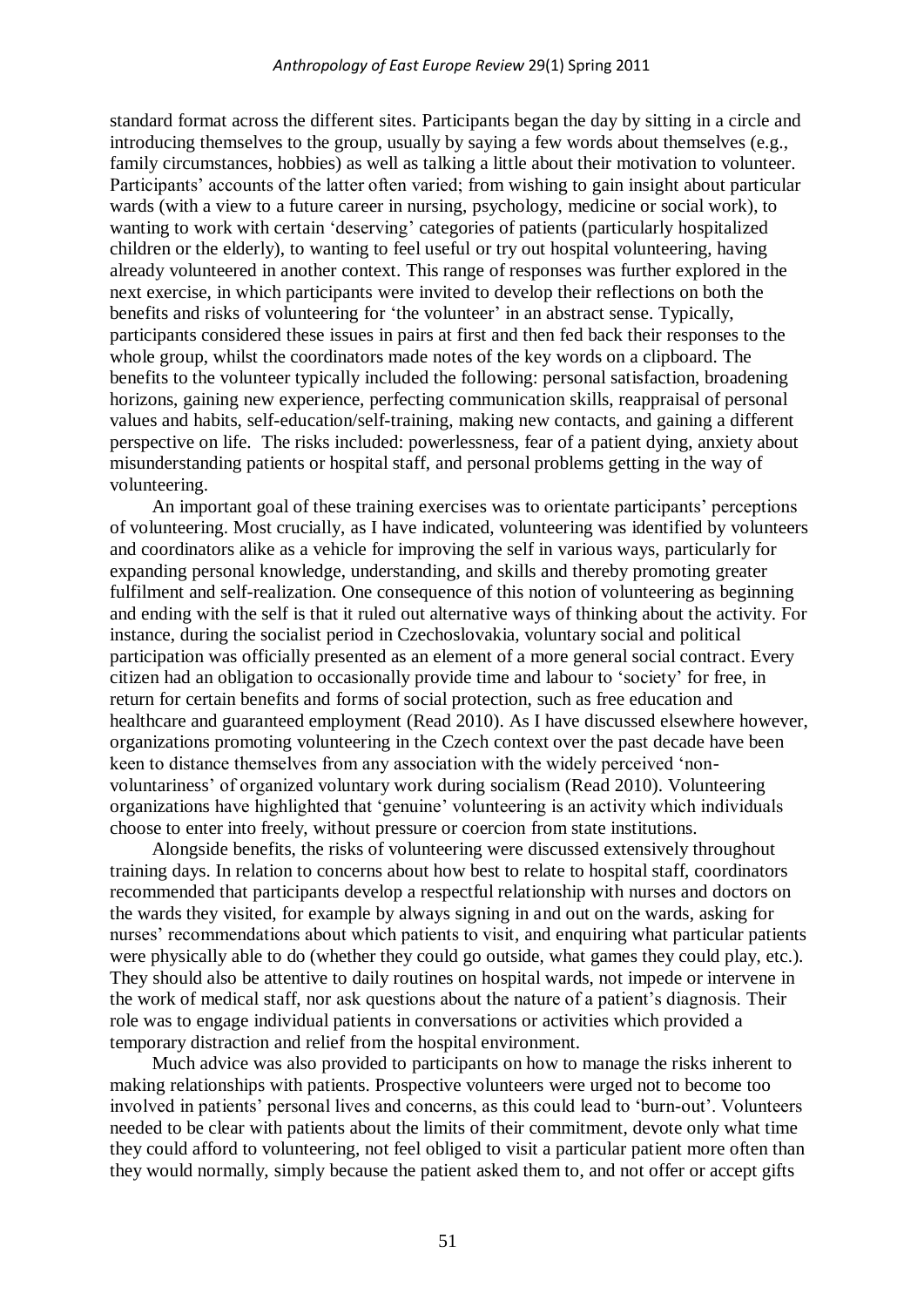standard format across the different sites. Participants began the day by sitting in a circle and introducing themselves to the group, usually by saying a few words about themselves (e.g., family circumstances, hobbies) as well as talking a little about their motivation to volunteer. Participants' accounts of the latter often varied; from wishing to gain insight about particular wards (with a view to a future career in nursing, psychology, medicine or social work), to wanting to work with certain 'deserving' categories of patients (particularly hospitalized children or the elderly), to wanting to feel useful or try out hospital volunteering, having already volunteered in another context. This range of responses was further explored in the next exercise, in which participants were invited to develop their reflections on both the benefits and risks of volunteering for 'the volunteer' in an abstract sense. Typically, participants considered these issues in pairs at first and then fed back their responses to the whole group, whilst the coordinators made notes of the key words on a clipboard. The benefits to the volunteer typically included the following: personal satisfaction, broadening horizons, gaining new experience, perfecting communication skills, reappraisal of personal values and habits, self-education/self-training, making new contacts, and gaining a different perspective on life. The risks included: powerlessness, fear of a patient dying, anxiety about misunderstanding patients or hospital staff, and personal problems getting in the way of volunteering.

An important goal of these training exercises was to orientate participants' perceptions of volunteering. Most crucially, as I have indicated, volunteering was identified by volunteers and coordinators alike as a vehicle for improving the self in various ways, particularly for expanding personal knowledge, understanding, and skills and thereby promoting greater fulfilment and self-realization. One consequence of this notion of volunteering as beginning and ending with the self is that it ruled out alternative ways of thinking about the activity. For instance, during the socialist period in Czechoslovakia, voluntary social and political participation was officially presented as an element of a more general social contract. Every citizen had an obligation to occasionally provide time and labour to 'society' for free, in return for certain benefits and forms of social protection, such as free education and healthcare and guaranteed employment (Read 2010). As I have discussed elsewhere however, organizations promoting volunteering in the Czech context over the past decade have been keen to distance themselves from any association with the widely perceived 'non-voluntariness' of organized voluntary work during socialism (Read 2010). Volunteering organizations have highlighted that 'genuine' volunteering is an activity which individuals choose to enter into freely, without pressure or coercion from state institutions.

Alongside benefits, the risks of volunteering were discussed extensively throughout training days. In relation to concerns about how best to relate to hospital staff, coordinators recommended that participants develop a respectful relationship with nurses and doctors on the wards they visited, for example by always signing in and out on the wards, asking for nurses' recommendations about which patients to visit, and enquiring what particular patients were physically able to do (whether they could go outside, what games they could play, etc.). They should also be attentive to daily routines on hospital wards, not impede or intervene in the work of medical staff, nor ask questions about the nature of a patient's diagnosis. Their role was to engage individual patients in conversations or activities which provided a temporary distraction and relief from the hospital environment.

Much advice was also provided to participants on how to manage the risks inherent to making relationships with patients. Prospective volunteers were urged not to become too involved in patients' personal lives and concerns, as this could lead to 'burn-out'. Volunteers needed to be clear with patients about the limits of their commitment, devote only what time they could afford to volunteering, not feel obliged to visit a particular patient more often than they would normally, simply because the patient asked them to, and not offer or accept gifts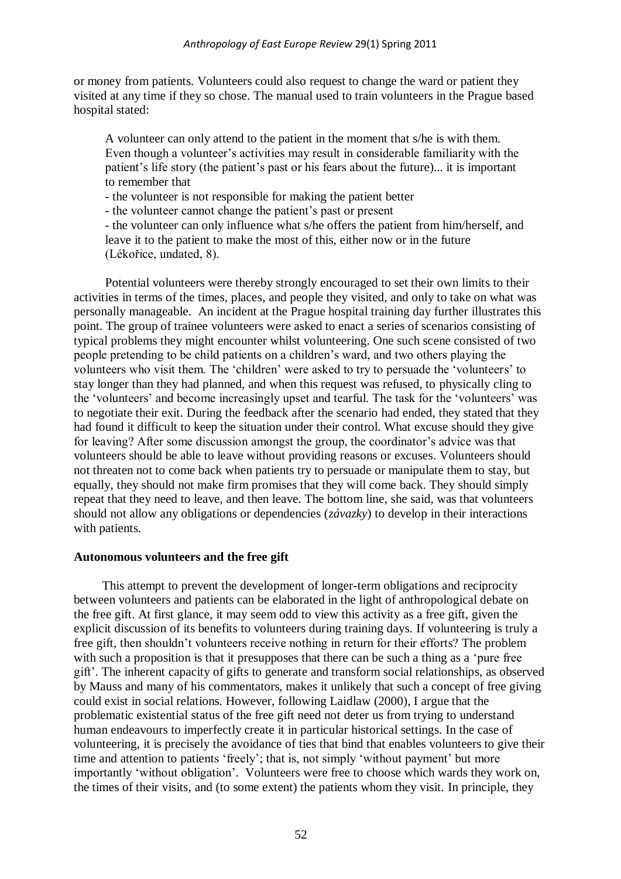or money from patients. Volunteers could also request to change the ward or patient they visited at any time if they so chose. The manual used to train volunteers in the Prague based hospital stated:

> A volunteer can only attend to the patient in the moment that s/he is with them. Even though a volunteer's activities may result in considerable familiarity with the patient's life story (the patient's past or his fears about the future)... it is important to remember that
> - the volunteer is not responsible for making the patient better
> - the volunteer cannot change the patient's past or present
> - the volunteer can only influence what s/he offers the patient from him/herself, and leave it to the patient to make the most of this, either now or in the future (Lékořice, undated, 8).

Potential volunteers were thereby strongly encouraged to set their own limits to their activities in terms of the times, places, and people they visited, and only to take on what was personally manageable. An incident at the Prague hospital training day further illustrates this point. The group of trainee volunteers were asked to enact a series of scenarios consisting of typical problems they might encounter whilst volunteering. One such scene consisted of two people pretending to be child patients on a children's ward, and two others playing the volunteers who visit them. The 'children' were asked to try to persuade the 'volunteers' to stay longer than they had planned, and when this request was refused, to physically cling to the 'volunteers' and become increasingly upset and tearful. The task for the 'volunteers' was to negotiate their exit. During the feedback after the scenario had ended, they stated that they had found it difficult to keep the situation under their control. What excuse should they give for leaving? After some discussion amongst the group, the coordinator's advice was that volunteers should be able to leave without providing reasons or excuses. Volunteers should not threaten not to come back when patients try to persuade or manipulate them to stay, but equally, they should not make firm promises that they will come back. They should simply repeat that they need to leave, and then leave. The bottom line, she said, was that volunteers should not allow any obligations or dependencies (*závazky*) to develop in their interactions with patients.

**Autonomous volunteers and the free gift**

This attempt to prevent the development of longer-term obligations and reciprocity between volunteers and patients can be elaborated in the light of anthropological debate on the free gift. At first glance, it may seem odd to view this activity as a free gift, given the explicit discussion of its benefits to volunteers during training days. If volunteering is truly a free gift, then shouldn't volunteers receive nothing in return for their efforts? The problem with such a proposition is that it presupposes that there can be such a thing as a 'pure free gift'. The inherent capacity of gifts to generate and transform social relationships, as observed by Mauss and many of his commentators, makes it unlikely that such a concept of free giving could exist in social relations. However, following Laidlaw (2000), I argue that the problematic existential status of the free gift need not deter us from trying to understand human endeavours to imperfectly create it in particular historical settings. In the case of volunteering, it is precisely the avoidance of ties that bind that enables volunteers to give their time and attention to patients 'freely'; that is, not simply 'without payment' but more importantly 'without obligation'. Volunteers were free to choose which wards they work on, the times of their visits, and (to some extent) the patients whom they visit. In principle, they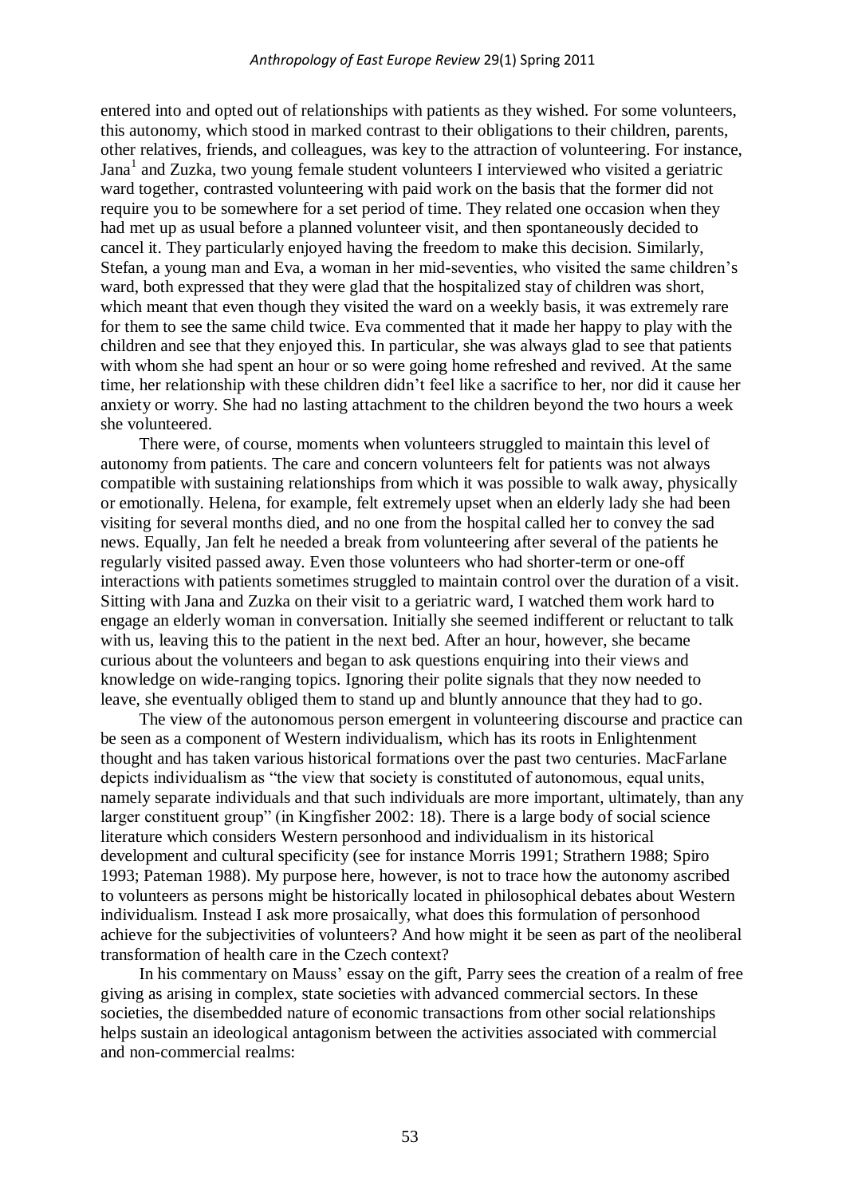entered into and opted out of relationships with patients as they wished. For some volunteers, this autonomy, which stood in marked contrast to their obligations to their children, parents, other relatives, friends, and colleagues, was key to the attraction of volunteering. For instance, Jana[1] and Zuzka, two young female student volunteers I interviewed who visited a geriatric ward together, contrasted volunteering with paid work on the basis that the former did not require you to be somewhere for a set period of time. They related one occasion when they had met up as usual before a planned volunteer visit, and then spontaneously decided to cancel it. They particularly enjoyed having the freedom to make this decision. Similarly, Stefan, a young man and Eva, a woman in her mid-seventies, who visited the same children's ward, both expressed that they were glad that the hospitalized stay of children was short, which meant that even though they visited the ward on a weekly basis, it was extremely rare for them to see the same child twice. Eva commented that it made her happy to play with the children and see that they enjoyed this. In particular, she was always glad to see that patients with whom she had spent an hour or so were going home refreshed and revived. At the same time, her relationship with these children didn't feel like a sacrifice to her, nor did it cause her anxiety or worry. She had no lasting attachment to the children beyond the two hours a week she volunteered.

There were, of course, moments when volunteers struggled to maintain this level of autonomy from patients. The care and concern volunteers felt for patients was not always compatible with sustaining relationships from which it was possible to walk away, physically or emotionally. Helena, for example, felt extremely upset when an elderly lady she had been visiting for several months died, and no one from the hospital called her to convey the sad news. Equally, Jan felt he needed a break from volunteering after several of the patients he regularly visited passed away. Even those volunteers who had shorter-term or one-off interactions with patients sometimes struggled to maintain control over the duration of a visit. Sitting with Jana and Zuzka on their visit to a geriatric ward, I watched them work hard to engage an elderly woman in conversation. Initially she seemed indifferent or reluctant to talk with us, leaving this to the patient in the next bed. After an hour, however, she became curious about the volunteers and began to ask questions enquiring into their views and knowledge on wide-ranging topics. Ignoring their polite signals that they now needed to leave, she eventually obliged them to stand up and bluntly announce that they had to go.

The view of the autonomous person emergent in volunteering discourse and practice can be seen as a component of Western individualism, which has its roots in Enlightenment thought and has taken various historical formations over the past two centuries. MacFarlane depicts individualism as "the view that society is constituted of autonomous, equal units, namely separate individuals and that such individuals are more important, ultimately, than any larger constituent group" (in Kingfisher 2002: 18). There is a large body of social science literature which considers Western personhood and individualism in its historical development and cultural specificity (see for instance Morris 1991; Strathern 1988; Spiro 1993; Pateman 1988). My purpose here, however, is not to trace how the autonomy ascribed to volunteers as persons might be historically located in philosophical debates about Western individualism. Instead I ask more prosaically, what does this formulation of personhood achieve for the subjectivities of volunteers? And how might it be seen as part of the neoliberal transformation of health care in the Czech context?

In his commentary on Mauss' essay on the gift, Parry sees the creation of a realm of free giving as arising in complex, state societies with advanced commercial sectors. In these societies, the disembedded nature of economic transactions from other social relationships helps sustain an ideological antagonism between the activities associated with commercial and non-commercial realms: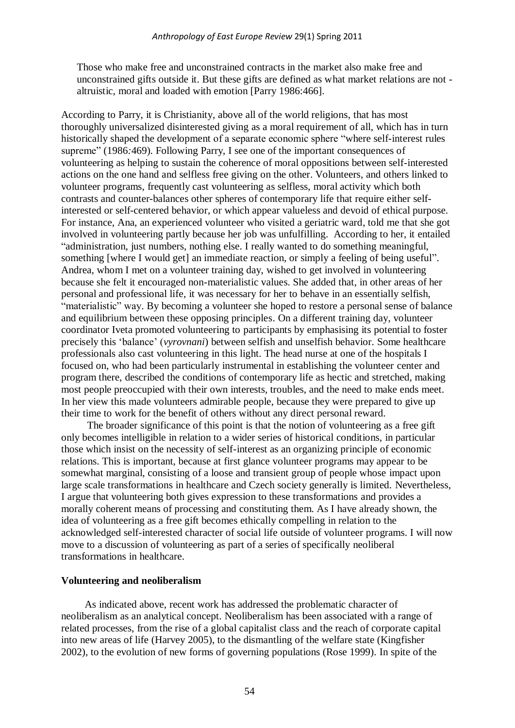> Those who make free and unconstrained contracts in the market also make free and unconstrained gifts outside it. But these gifts are defined as what market relations are not - altruistic, moral and loaded with emotion [Parry 1986:466].

According to Parry, it is Christianity, above all of the world religions, that has most thoroughly universalized disinterested giving as a moral requirement of all, which has in turn historically shaped the development of a separate economic sphere "where self-interest rules supreme" (1986:469). Following Parry, I see one of the important consequences of volunteering as helping to sustain the coherence of moral oppositions between self-interested actions on the one hand and selfless free giving on the other. Volunteers, and others linked to volunteer programs, frequently cast volunteering as selfless, moral activity which both contrasts and counter-balances other spheres of contemporary life that require either self-interested or self-centered behavior, or which appear valueless and devoid of ethical purpose. For instance, Ana, an experienced volunteer who visited a geriatric ward, told me that she got involved in volunteering partly because her job was unfulfilling. According to her, it entailed "administration, just numbers, nothing else. I really wanted to do something meaningful, something [where I would get] an immediate reaction, or simply a feeling of being useful". Andrea, whom I met on a volunteer training day, wished to get involved in volunteering because she felt it encouraged non-materialistic values. She added that, in other areas of her personal and professional life, it was necessary for her to behave in an essentially selfish, "materialistic" way. By becoming a volunteer she hoped to restore a personal sense of balance and equilibrium between these opposing principles. On a different training day, volunteer coordinator Iveta promoted volunteering to participants by emphasising its potential to foster precisely this 'balance' (*vyrovnani*) between selfish and unselfish behavior. Some healthcare professionals also cast volunteering in this light. The head nurse at one of the hospitals I focused on, who had been particularly instrumental in establishing the volunteer center and program there, described the conditions of contemporary life as hectic and stretched, making most people preoccupied with their own interests, troubles, and the need to make ends meet. In her view this made volunteers admirable people, because they were prepared to give up their time to work for the benefit of others without any direct personal reward.

The broader significance of this point is that the notion of volunteering as a free gift only becomes intelligible in relation to a wider series of historical conditions, in particular those which insist on the necessity of self-interest as an organizing principle of economic relations. This is important, because at first glance volunteer programs may appear to be somewhat marginal, consisting of a loose and transient group of people whose impact upon large scale transformations in healthcare and Czech society generally is limited. Nevertheless, I argue that volunteering both gives expression to these transformations and provides a morally coherent means of processing and constituting them. As I have already shown, the idea of volunteering as a free gift becomes ethically compelling in relation to the acknowledged self-interested character of social life outside of volunteer programs. I will now move to a discussion of volunteering as part of a series of specifically neoliberal transformations in healthcare.

**Volunteering and neoliberalism**

As indicated above, recent work has addressed the problematic character of neoliberalism as an analytical concept. Neoliberalism has been associated with a range of related processes, from the rise of a global capitalist class and the reach of corporate capital into new areas of life (Harvey 2005), to the dismantling of the welfare state (Kingfisher 2002), to the evolution of new forms of governing populations (Rose 1999). In spite of the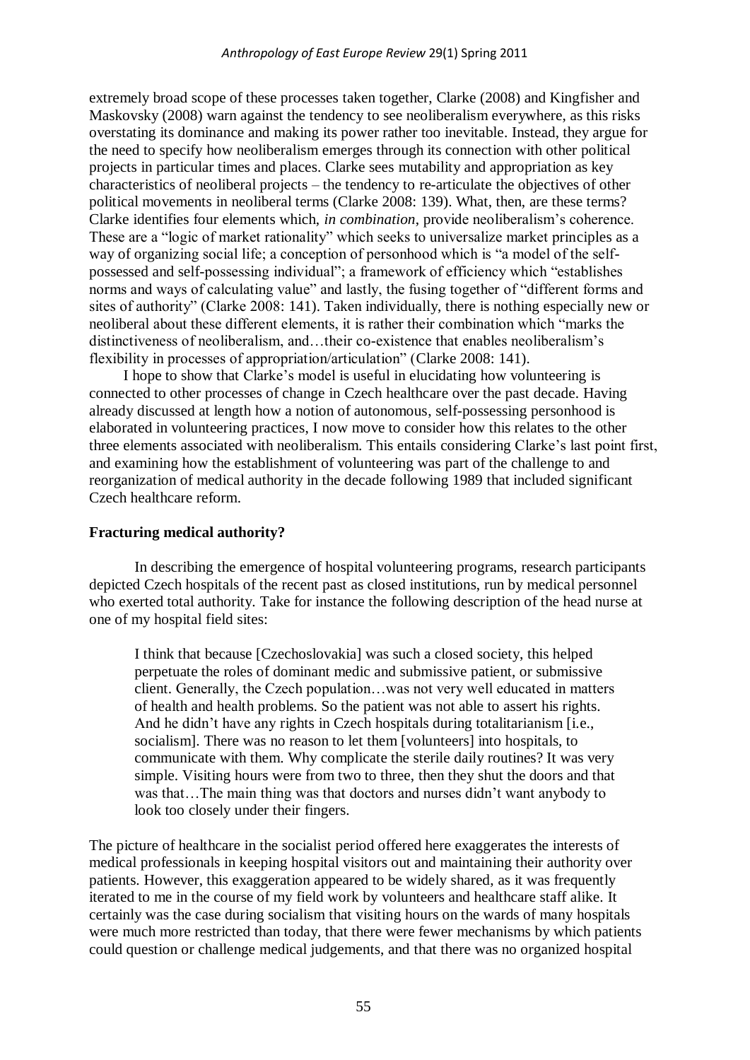extremely broad scope of these processes taken together, Clarke (2008) and Kingfisher and Maskovsky (2008) warn against the tendency to see neoliberalism everywhere, as this risks overstating its dominance and making its power rather too inevitable. Instead, they argue for the need to specify how neoliberalism emerges through its connection with other political projects in particular times and places. Clarke sees mutability and appropriation as key characteristics of neoliberal projects – the tendency to re-articulate the objectives of other political movements in neoliberal terms (Clarke 2008: 139). What, then, are these terms? Clarke identifies four elements which, *in combination*, provide neoliberalism's coherence. These are a "logic of market rationality" which seeks to universalize market principles as a way of organizing social life; a conception of personhood which is "a model of the self-possessed and self-possessing individual"; a framework of efficiency which "establishes norms and ways of calculating value" and lastly, the fusing together of "different forms and sites of authority" (Clarke 2008: 141). Taken individually, there is nothing especially new or neoliberal about these different elements, it is rather their combination which "marks the distinctiveness of neoliberalism, and…their co-existence that enables neoliberalism's flexibility in processes of appropriation/articulation" (Clarke 2008: 141).

I hope to show that Clarke's model is useful in elucidating how volunteering is connected to other processes of change in Czech healthcare over the past decade. Having already discussed at length how a notion of autonomous, self-possessing personhood is elaborated in volunteering practices, I now move to consider how this relates to the other three elements associated with neoliberalism. This entails considering Clarke's last point first, and examining how the establishment of volunteering was part of the challenge to and reorganization of medical authority in the decade following 1989 that included significant Czech healthcare reform.

## Fracturing medical authority?

In describing the emergence of hospital volunteering programs, research participants depicted Czech hospitals of the recent past as closed institutions, run by medical personnel who exerted total authority. Take for instance the following description of the head nurse at one of my hospital field sites:

> I think that because [Czechoslovakia] was such a closed society, this helped perpetuate the roles of dominant medic and submissive patient, or submissive client. Generally, the Czech population…was not very well educated in matters of health and health problems. So the patient was not able to assert his rights. And he didn't have any rights in Czech hospitals during totalitarianism [i.e., socialism]. There was no reason to let them [volunteers] into hospitals, to communicate with them. Why complicate the sterile daily routines? It was very simple. Visiting hours were from two to three, then they shut the doors and that was that…The main thing was that doctors and nurses didn't want anybody to look too closely under their fingers.

The picture of healthcare in the socialist period offered here exaggerates the interests of medical professionals in keeping hospital visitors out and maintaining their authority over patients. However, this exaggeration appeared to be widely shared, as it was frequently iterated to me in the course of my field work by volunteers and healthcare staff alike. It certainly was the case during socialism that visiting hours on the wards of many hospitals were much more restricted than today, that there were fewer mechanisms by which patients could question or challenge medical judgements, and that there was no organized hospital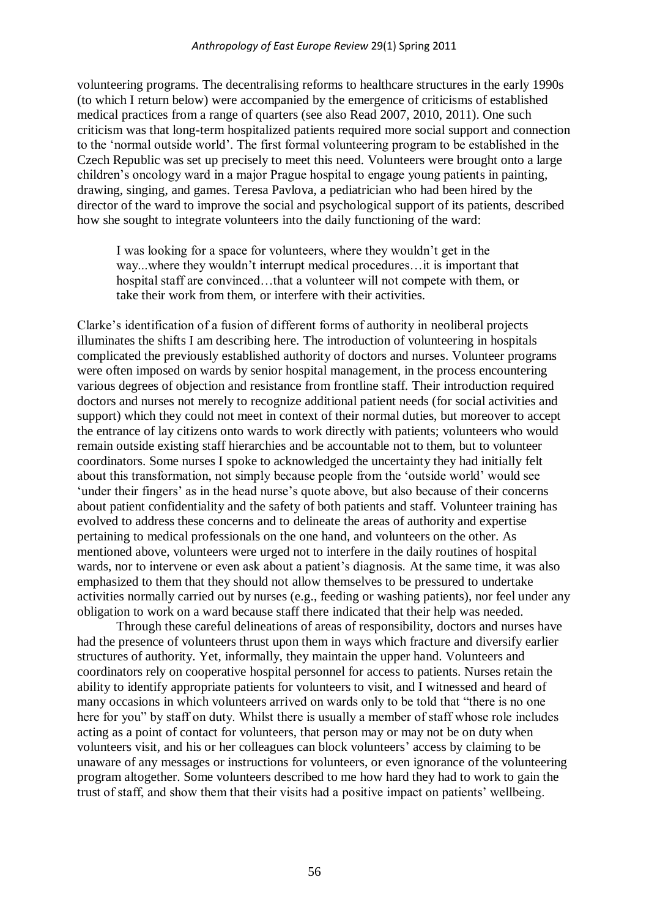volunteering programs. The decentralising reforms to healthcare structures in the early 1990s (to which I return below) were accompanied by the emergence of criticisms of established medical practices from a range of quarters (see also Read 2007, 2010, 2011). One such criticism was that long-term hospitalized patients required more social support and connection to the 'normal outside world'. The first formal volunteering program to be established in the Czech Republic was set up precisely to meet this need. Volunteers were brought onto a large children's oncology ward in a major Prague hospital to engage young patients in painting, drawing, singing, and games. Teresa Pavlova, a pediatrician who had been hired by the director of the ward to improve the social and psychological support of its patients, described how she sought to integrate volunteers into the daily functioning of the ward:

> I was looking for a space for volunteers, where they wouldn't get in the way...where they wouldn't interrupt medical procedures…it is important that hospital staff are convinced…that a volunteer will not compete with them, or take their work from them, or interfere with their activities.

Clarke's identification of a fusion of different forms of authority in neoliberal projects illuminates the shifts I am describing here. The introduction of volunteering in hospitals complicated the previously established authority of doctors and nurses. Volunteer programs were often imposed on wards by senior hospital management, in the process encountering various degrees of objection and resistance from frontline staff. Their introduction required doctors and nurses not merely to recognize additional patient needs (for social activities and support) which they could not meet in context of their normal duties, but moreover to accept the entrance of lay citizens onto wards to work directly with patients; volunteers who would remain outside existing staff hierarchies and be accountable not to them, but to volunteer coordinators. Some nurses I spoke to acknowledged the uncertainty they had initially felt about this transformation, not simply because people from the 'outside world' would see 'under their fingers' as in the head nurse's quote above, but also because of their concerns about patient confidentiality and the safety of both patients and staff. Volunteer training has evolved to address these concerns and to delineate the areas of authority and expertise pertaining to medical professionals on the one hand, and volunteers on the other. As mentioned above, volunteers were urged not to interfere in the daily routines of hospital wards, nor to intervene or even ask about a patient's diagnosis. At the same time, it was also emphasized to them that they should not allow themselves to be pressured to undertake activities normally carried out by nurses (e.g., feeding or washing patients), nor feel under any obligation to work on a ward because staff there indicated that their help was needed.

Through these careful delineations of areas of responsibility, doctors and nurses have had the presence of volunteers thrust upon them in ways which fracture and diversify earlier structures of authority. Yet, informally, they maintain the upper hand. Volunteers and coordinators rely on cooperative hospital personnel for access to patients. Nurses retain the ability to identify appropriate patients for volunteers to visit, and I witnessed and heard of many occasions in which volunteers arrived on wards only to be told that "there is no one here for you" by staff on duty. Whilst there is usually a member of staff whose role includes acting as a point of contact for volunteers, that person may or may not be on duty when volunteers visit, and his or her colleagues can block volunteers' access by claiming to be unaware of any messages or instructions for volunteers, or even ignorance of the volunteering program altogether. Some volunteers described to me how hard they had to work to gain the trust of staff, and show them that their visits had a positive impact on patients' wellbeing.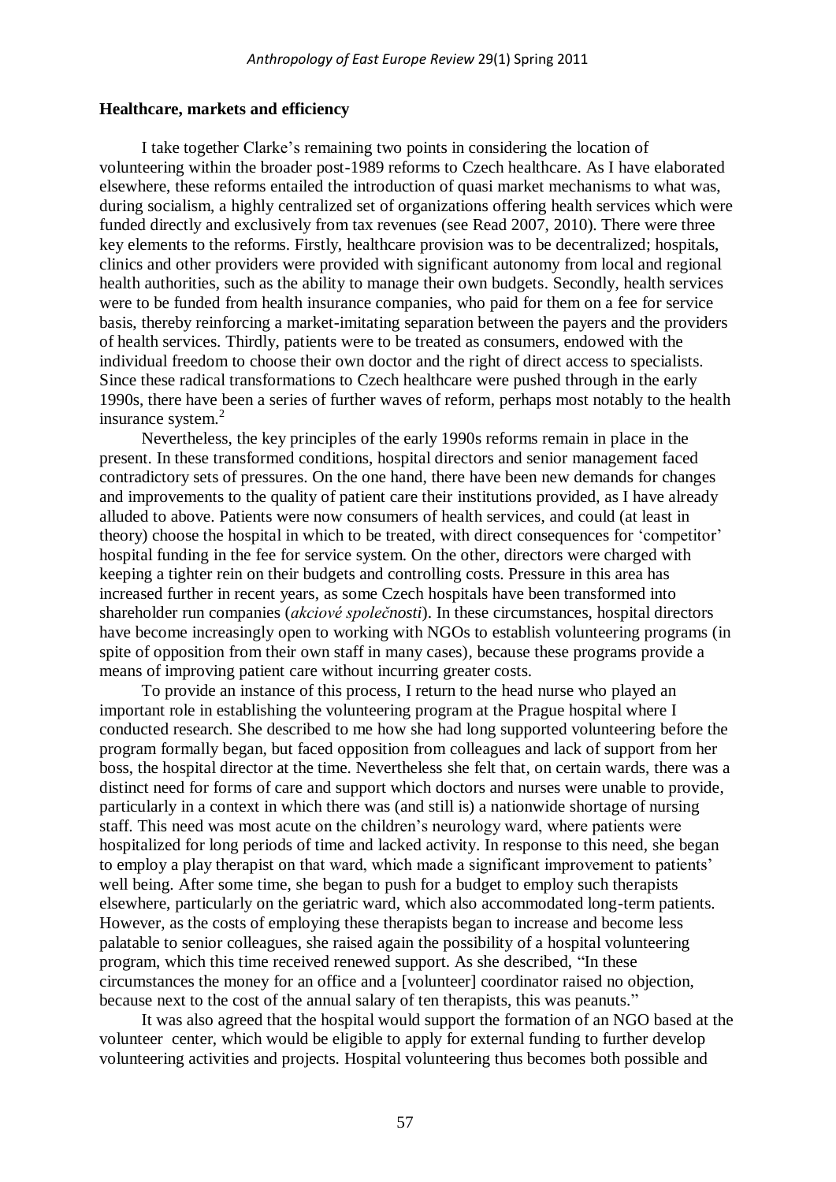### Healthcare, markets and efficiency

I take together Clarke's remaining two points in considering the location of volunteering within the broader post-1989 reforms to Czech healthcare. As I have elaborated elsewhere, these reforms entailed the introduction of quasi market mechanisms to what was, during socialism, a highly centralized set of organizations offering health services which were funded directly and exclusively from tax revenues (see Read 2007, 2010). There were three key elements to the reforms. Firstly, healthcare provision was to be decentralized; hospitals, clinics and other providers were provided with significant autonomy from local and regional health authorities, such as the ability to manage their own budgets. Secondly, health services were to be funded from health insurance companies, who paid for them on a fee for service basis, thereby reinforcing a market-imitating separation between the payers and the providers of health services. Thirdly, patients were to be treated as consumers, endowed with the individual freedom to choose their own doctor and the right of direct access to specialists. Since these radical transformations to Czech healthcare were pushed through in the early 1990s, there have been a series of further waves of reform, perhaps most notably to the health insurance system.[2]

Nevertheless, the key principles of the early 1990s reforms remain in place in the present. In these transformed conditions, hospital directors and senior management faced contradictory sets of pressures. On the one hand, there have been new demands for changes and improvements to the quality of patient care their institutions provided, as I have already alluded to above. Patients were now consumers of health services, and could (at least in theory) choose the hospital in which to be treated, with direct consequences for 'competitor' hospital funding in the fee for service system. On the other, directors were charged with keeping a tighter rein on their budgets and controlling costs. Pressure in this area has increased further in recent years, as some Czech hospitals have been transformed into shareholder run companies (*akciové společnosti*). In these circumstances, hospital directors have become increasingly open to working with NGOs to establish volunteering programs (in spite of opposition from their own staff in many cases), because these programs provide a means of improving patient care without incurring greater costs.

To provide an instance of this process, I return to the head nurse who played an important role in establishing the volunteering program at the Prague hospital where I conducted research. She described to me how she had long supported volunteering before the program formally began, but faced opposition from colleagues and lack of support from her boss, the hospital director at the time. Nevertheless she felt that, on certain wards, there was a distinct need for forms of care and support which doctors and nurses were unable to provide, particularly in a context in which there was (and still is) a nationwide shortage of nursing staff. This need was most acute on the children's neurology ward, where patients were hospitalized for long periods of time and lacked activity. In response to this need, she began to employ a play therapist on that ward, which made a significant improvement to patients' well being. After some time, she began to push for a budget to employ such therapists elsewhere, particularly on the geriatric ward, which also accommodated long-term patients. However, as the costs of employing these therapists began to increase and become less palatable to senior colleagues, she raised again the possibility of a hospital volunteering program, which this time received renewed support. As she described, "In these circumstances the money for an office and a [volunteer] coordinator raised no objection, because next to the cost of the annual salary of ten therapists, this was peanuts."

It was also agreed that the hospital would support the formation of an NGO based at the volunteer center, which would be eligible to apply for external funding to further develop volunteering activities and projects. Hospital volunteering thus becomes both possible and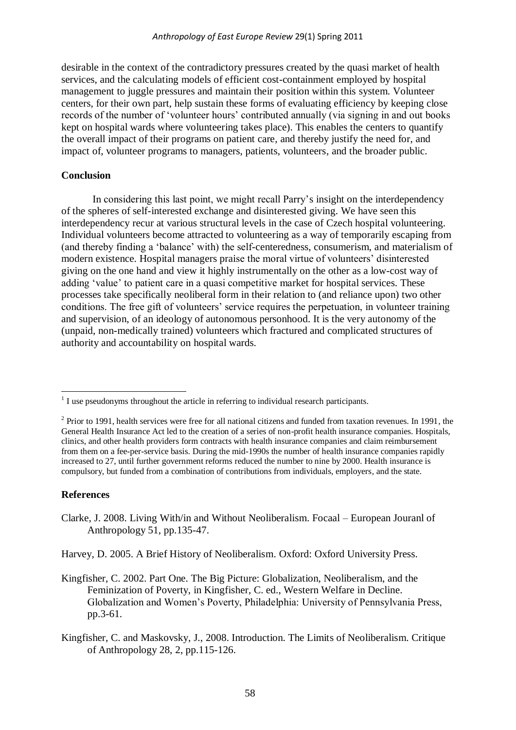desirable in the context of the contradictory pressures created by the quasi market of health services, and the calculating models of efficient cost-containment employed by hospital management to juggle pressures and maintain their position within this system. Volunteer centers, for their own part, help sustain these forms of evaluating efficiency by keeping close records of the number of 'volunteer hours' contributed annually (via signing in and out books kept on hospital wards where volunteering takes place). This enables the centers to quantify the overall impact of their programs on patient care, and thereby justify the need for, and impact of, volunteer programs to managers, patients, volunteers, and the broader public.

**Conclusion**

In considering this last point, we might recall Parry's insight on the interdependency of the spheres of self-interested exchange and disinterested giving. We have seen this interdependency recur at various structural levels in the case of Czech hospital volunteering. Individual volunteers become attracted to volunteering as a way of temporarily escaping from (and thereby finding a 'balance' with) the self-centeredness, consumerism, and materialism of modern existence. Hospital managers praise the moral virtue of volunteers' disinterested giving on the one hand and view it highly instrumentally on the other as a low-cost way of adding 'value' to patient care in a quasi competitive market for hospital services. These processes take specifically neoliberal form in their relation to (and reliance upon) two other conditions. The free gift of volunteers' service requires the perpetuation, in volunteer training and supervision, of an ideology of autonomous personhood. It is the very autonomy of the (unpaid, non-medically trained) volunteers which fractured and complicated structures of authority and accountability on hospital wards.

---

[1] I use pseudonyms throughout the article in referring to individual research participants.

[2] Prior to 1991, health services were free for all national citizens and funded from taxation revenues. In 1991, the General Health Insurance Act led to the creation of a series of non-profit health insurance companies. Hospitals, clinics, and other health providers form contracts with health insurance companies and claim reimbursement from them on a fee-per-service basis. During the mid-1990s the number of health insurance companies rapidly increased to 27, until further government reforms reduced the number to nine by 2000. Health insurance is compulsory, but funded from a combination of contributions from individuals, employers, and the state.

**References**

Clarke, J. 2008. Living With/in and Without Neoliberalism. Focaal – European Jouranl of Anthropology 51, pp.135-47.

Harvey, D. 2005. A Brief History of Neoliberalism. Oxford: Oxford University Press.

Kingfisher, C. 2002. Part One. The Big Picture: Globalization, Neoliberalism, and the Feminization of Poverty, in Kingfisher, C. ed., Western Welfare in Decline. Globalization and Women's Poverty, Philadelphia: University of Pennsylvania Press, pp.3-61.

Kingfisher, C. and Maskovsky, J., 2008. Introduction. The Limits of Neoliberalism. Critique of Anthropology 28, 2, pp.115-126.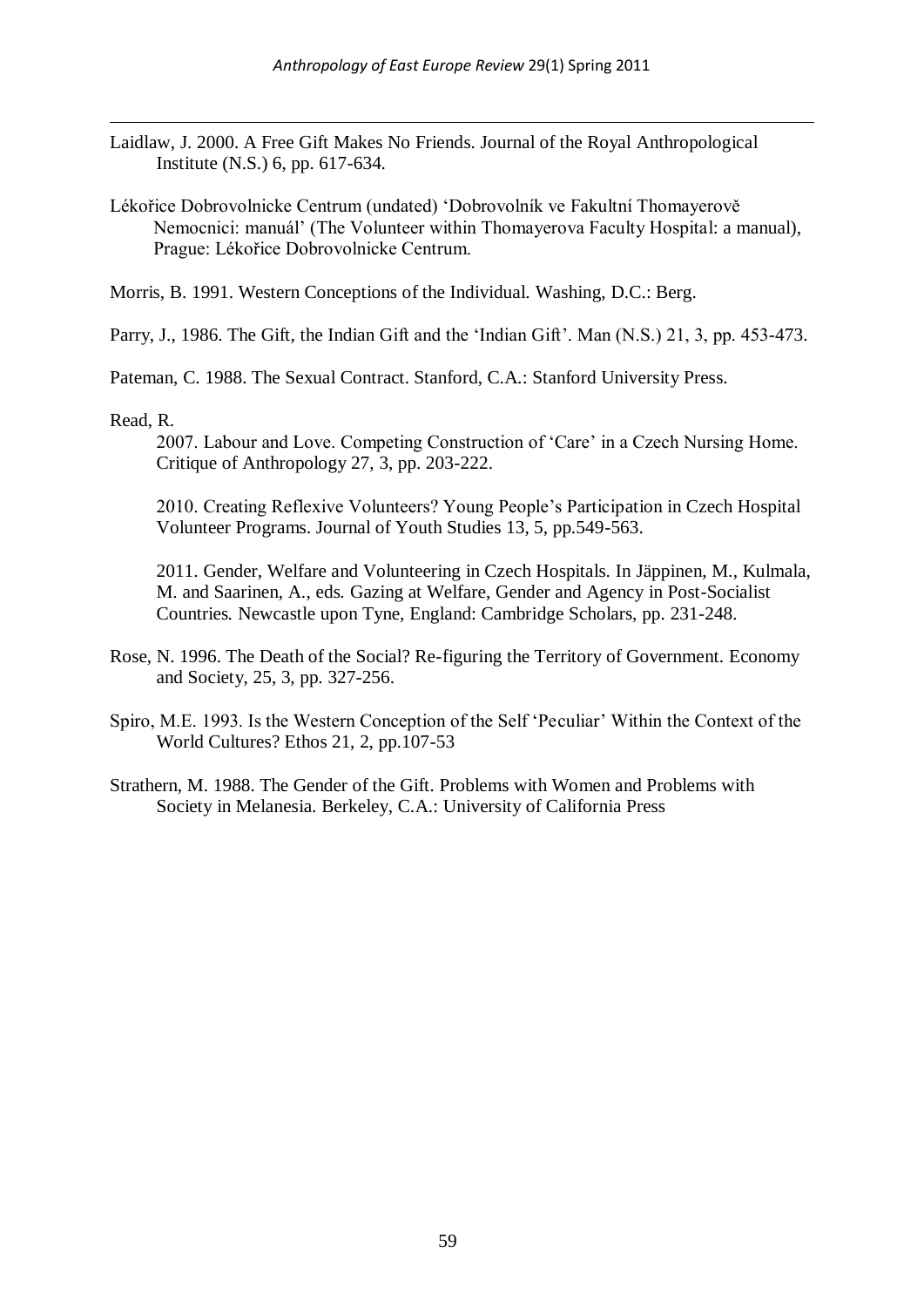Laidlaw, J. 2000. A Free Gift Makes No Friends. Journal of the Royal Anthropological Institute (N.S.) 6, pp. 617-634.

Lékořice Dobrovolnicke Centrum (undated) 'Dobrovolník ve Fakultní Thomayerově Nemocnici: manuál' (The Volunteer within Thomayerova Faculty Hospital: a manual), Prague: Lékořice Dobrovolnicke Centrum.

Morris, B. 1991. Western Conceptions of the Individual. Washing, D.C.: Berg.

Parry, J., 1986. The Gift, the Indian Gift and the 'Indian Gift'. Man (N.S.) 21, 3, pp. 453-473.

Pateman, C. 1988. The Sexual Contract. Stanford, C.A.: Stanford University Press.

Read, R.

2007. Labour and Love. Competing Construction of 'Care' in a Czech Nursing Home. Critique of Anthropology 27, 3, pp. 203-222.

2010. Creating Reflexive Volunteers? Young People's Participation in Czech Hospital Volunteer Programs. Journal of Youth Studies 13, 5, pp.549-563.

2011. Gender, Welfare and Volunteering in Czech Hospitals. In Jäppinen, M., Kulmala, M. and Saarinen, A., eds. Gazing at Welfare, Gender and Agency in Post-Socialist Countries. Newcastle upon Tyne, England: Cambridge Scholars, pp. 231-248.

Rose, N. 1996. The Death of the Social? Re-figuring the Territory of Government. Economy and Society, 25, 3, pp. 327-256.

Spiro, M.E. 1993. Is the Western Conception of the Self 'Peculiar' Within the Context of the World Cultures? Ethos 21, 2, pp.107-53

Strathern, M. 1988. The Gender of the Gift. Problems with Women and Problems with Society in Melanesia. Berkeley, C.A.: University of California Press